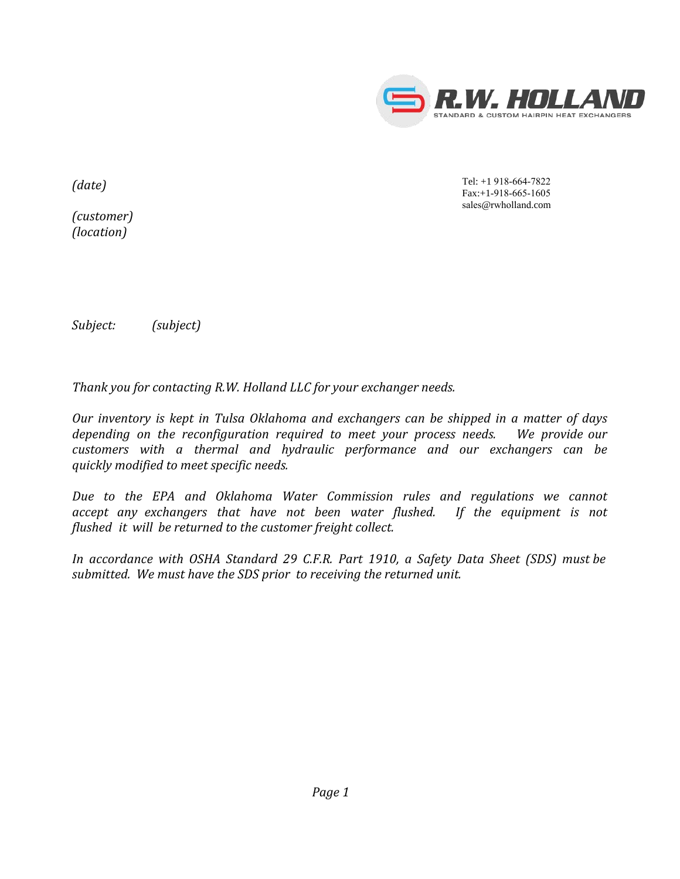R.W. HOLLAND
STANDARD & CUSTOM HAIRPIN HEAT EXCHANGERS

*(date)*

Tel: +1 918-664-7822
Fax:+1-918-665-1605
sales@rwholland.com

*(customer)*
*(location)*

*Subject:* *(subject)*

*Thank you for contacting R.W. Holland LLC for your exchanger needs.*

*Our inventory is kept in Tulsa Oklahoma and exchangers can be shipped in a matter of days depending on the reconfiguration required to meet your process needs. We provide our customers with a thermal and hydraulic performance and our exchangers can be quickly modified to meet specific needs.*

*Due to the EPA and Oklahoma Water Commission rules and regulations we cannot accept any exchangers that have not been water flushed. If the equipment is not flushed it will be returned to the customer freight collect.*

*In accordance with OSHA Standard 29 C.F.R. Part 1910, a Safety Data Sheet (SDS) must be submitted. We must have the SDS prior to receiving the returned unit.*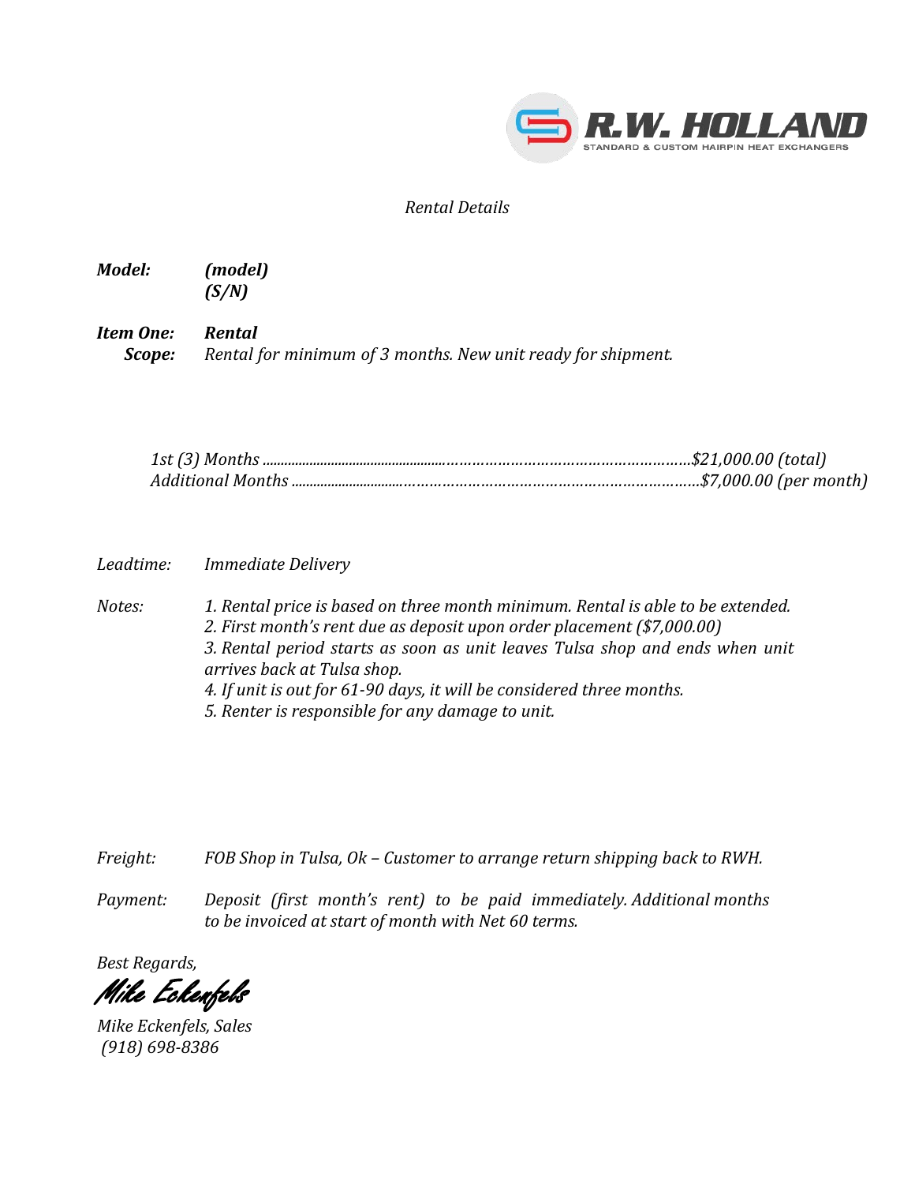R.W. HOLLAND
STANDARD & CUSTOM HAIRPIN HEAT EXCHANGERS

*Rental Details*

***Model:*** ***(model)***
***(S/N)***

***Item One:*** ***Rental***
***Scope:*** *Rental for minimum of 3 months. New unit ready for shipment.*

*1st (3) Months ..................................................................$21,000.00 (total)*
*Additional Months ..................................................................$7,000.00 (per month)*

*Leadtime:* *Immediate Delivery*

*Notes:*
*1. Rental price is based on three month minimum. Rental is able to be extended.*
*2. First month's rent due as deposit upon order placement ($7,000.00)*
*3. Rental period starts as soon as unit leaves Tulsa shop and ends when unit arrives back at Tulsa shop.*
*4. If unit is out for 61-90 days, it will be considered three months.*
*5. Renter is responsible for any damage to unit.*

*Freight:* *FOB Shop in Tulsa, Ok – Customer to arrange return shipping back to RWH.*

*Payment:* *Deposit (first month's rent) to be paid immediately. Additional months to be invoiced at start of month with Net 60 terms.*

*Best Regards,*

*Mike Eckenfels*

*Mike Eckenfels, Sales*
*(918) 698-8386*